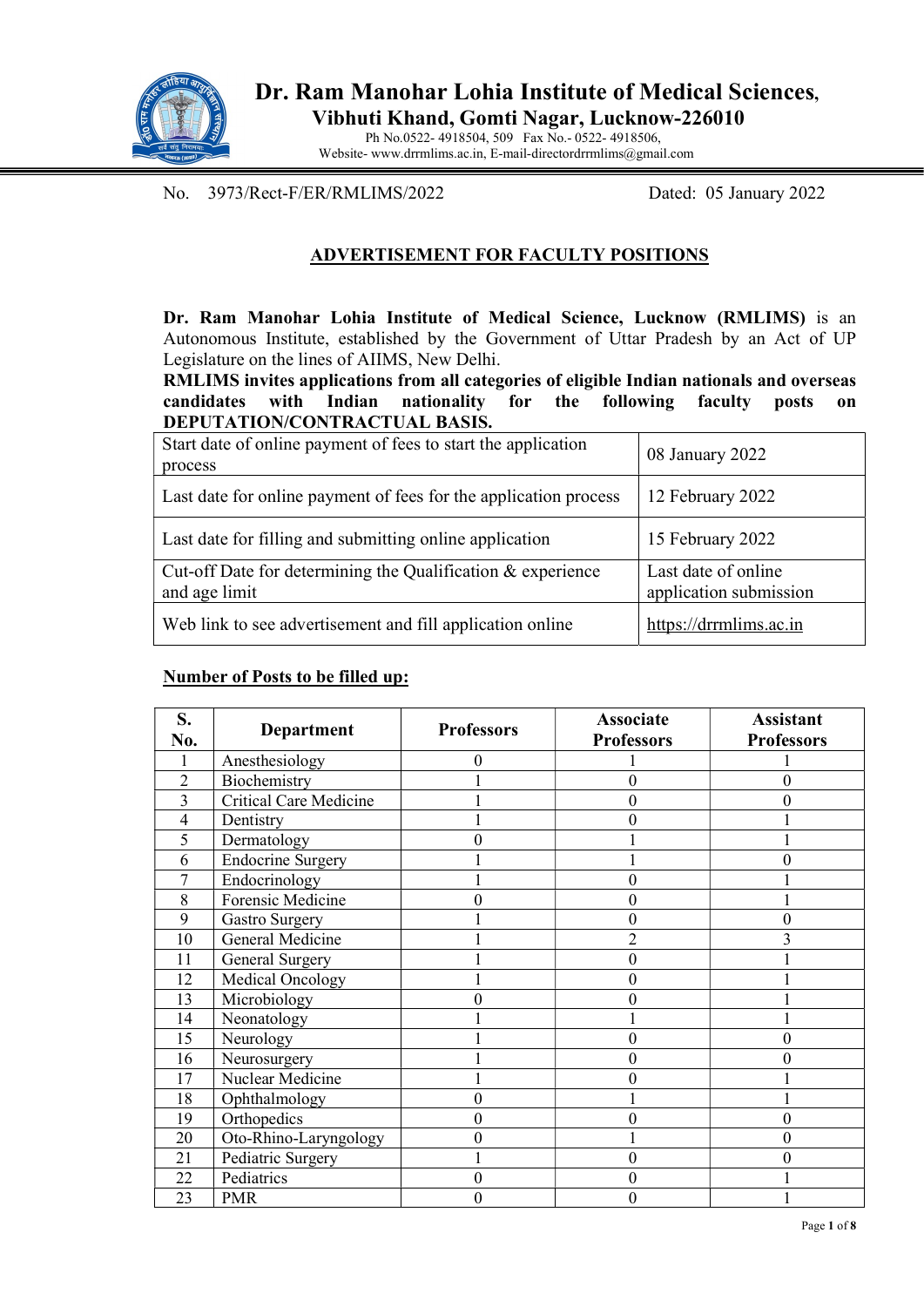# Dr. Ram Manohar Lohia Institute of Medical Sciences,

## Vibhuti Khand, Gomti Nagar, Lucknow-226010

Ph No.0522- 4918504, 509 Fax No.- 0522- 4918506,
Website- www.drrmlims.ac.in, E-mail-directordrrmlims@gmail.com

No. 3973/Rect-F/ER/RMLIMS/2022 Dated: 05 January 2022

## ADVERTISEMENT FOR FACULTY POSITIONS

**Dr. Ram Manohar Lohia Institute of Medical Science, Lucknow (RMLIMS)** is an Autonomous Institute, established by the Government of Uttar Pradesh by an Act of UP Legislature on the lines of AIIMS, New Delhi.

**RMLIMS invites applications from all categories of eligible Indian nationals and overseas candidates with Indian nationality for the following faculty posts on DEPUTATION/CONTRACTUAL BASIS.**

| | |
|---|---|
| Start date of online payment of fees to start the application process | 08 January 2022 |
| Last date for online payment of fees for the application process | 12 February 2022 |
| Last date for filling and submitting online application | 15 February 2022 |
| Cut-off Date for determining the Qualification & experience and age limit | Last date of online application submission |
| Web link to see advertisement and fill application online | https://drrmlims.ac.in |

**Number of Posts to be filled up:**

| S. No. | Department | Professors | Associate Professors | Assistant Professors |
|---|---|---|---|---|
| 1 | Anesthesiology | 0 | 1 | 1 |
| 2 | Biochemistry | 1 | 0 | 0 |
| 3 | Critical Care Medicine | 1 | 0 | 0 |
| 4 | Dentistry | 1 | 0 | 1 |
| 5 | Dermatology | 0 | 1 | 1 |
| 6 | Endocrine Surgery | 1 | 1 | 0 |
| 7 | Endocrinology | 1 | 0 | 1 |
| 8 | Forensic Medicine | 0 | 0 | 1 |
| 9 | Gastro Surgery | 1 | 0 | 0 |
| 10 | General Medicine | 1 | 2 | 3 |
| 11 | General Surgery | 1 | 0 | 1 |
| 12 | Medical Oncology | 1 | 0 | 1 |
| 13 | Microbiology | 0 | 0 | 1 |
| 14 | Neonatology | 1 | 1 | 1 |
| 15 | Neurology | 1 | 0 | 0 |
| 16 | Neurosurgery | 1 | 0 | 0 |
| 17 | Nuclear Medicine | 1 | 0 | 1 |
| 18 | Ophthalmology | 0 | 1 | 1 |
| 19 | Orthopedics | 0 | 0 | 0 |
| 20 | Oto-Rhino-Laryngology | 0 | 1 | 0 |
| 21 | Pediatric Surgery | 1 | 0 | 0 |
| 22 | Pediatrics | 0 | 0 | 1 |
| 23 | PMR | 0 | 0 | 1 |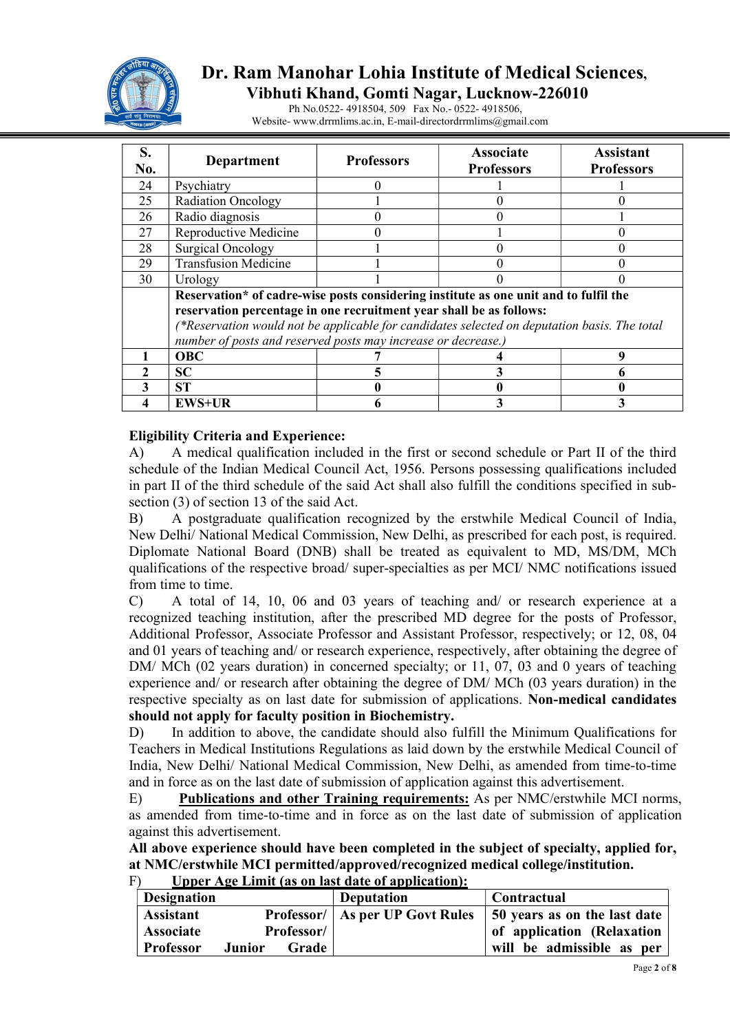# Dr. Ram Manohar Lohia Institute of Medical Sciences,

## Vibhuti Khand, Gomti Nagar, Lucknow-226010

Ph No.0522- 4918504, 509 Fax No.- 0522- 4918506,
Website- www.drrmlims.ac.in, E-mail-directordrrmlims@gmail.com

| S. No. | Department | Professors | Associate Professors | Assistant Professors |
|---|---|---|---|---|
| 24 | Psychiatry | 0 | 1 | 1 |
| 25 | Radiation Oncology | 1 | 0 | 0 |
| 26 | Radio diagnosis | 0 | 0 | 1 |
| 27 | Reproductive Medicine | 0 | 1 | 0 |
| 28 | Surgical Oncology | 1 | 0 | 0 |
| 29 | Transfusion Medicine | 1 | 0 | 0 |
| 30 | Urology | 1 | 0 | 0 |
| | **Reservation* of cadre-wise posts considering institute as one unit and to fulfil the reservation percentage in one recruitment year shall be as follows:** *(*Reservation would not be applicable for candidates selected on deputation basis. The total number of posts and reserved posts may increase or decrease.)* | | | |
| **1** | **OBC** | **7** | **4** | **9** |
| **2** | **SC** | **5** | **3** | **6** |
| **3** | **ST** | **0** | **0** | **0** |
| **4** | **EWS+UR** | **6** | **3** | **3** |

**Eligibility Criteria and Experience:**

A) A medical qualification included in the first or second schedule or Part II of the third schedule of the Indian Medical Council Act, 1956. Persons possessing qualifications included in part II of the third schedule of the said Act shall also fulfill the conditions specified in sub-section (3) of section 13 of the said Act.

B) A postgraduate qualification recognized by the erstwhile Medical Council of India, New Delhi/ National Medical Commission, New Delhi, as prescribed for each post, is required. Diplomate National Board (DNB) shall be treated as equivalent to MD, MS/DM, MCh qualifications of the respective broad/ super-specialties as per MCI/ NMC notifications issued from time to time.

C) A total of 14, 10, 06 and 03 years of teaching and/ or research experience at a recognized teaching institution, after the prescribed MD degree for the posts of Professor, Additional Professor, Associate Professor and Assistant Professor, respectively; or 12, 08, 04 and 01 years of teaching and/ or research experience, respectively, after obtaining the degree of DM/ MCh (02 years duration) in concerned specialty; or 11, 07, 03 and 0 years of teaching experience and/ or research after obtaining the degree of DM/ MCh (03 years duration) in the respective specialty as on last date for submission of applications. **Non-medical candidates should not apply for faculty position in Biochemistry.**

D) In addition to above, the candidate should also fulfill the Minimum Qualifications for Teachers in Medical Institutions Regulations as laid down by the erstwhile Medical Council of India, New Delhi/ National Medical Commission, New Delhi, as amended from time-to-time and in force as on the last date of submission of application against this advertisement.

E) **Publications and other Training requirements:** As per NMC/erstwhile MCI norms, as amended from time-to-time and in force as on the last date of submission of application against this advertisement.

**All above experience should have been completed in the subject of specialty, applied for, at NMC/erstwhile MCI permitted/approved/recognized medical college/institution.**

F) **Upper Age Limit (as on last date of application):**

| Designation | Deputation | Contractual |
|---|---|---|
| **Assistant Professor/ Associate Professor/ Professor Junior Grade** | **As per UP Govt Rules** | **50 years as on the last date of application (Relaxation will be admissible as per** |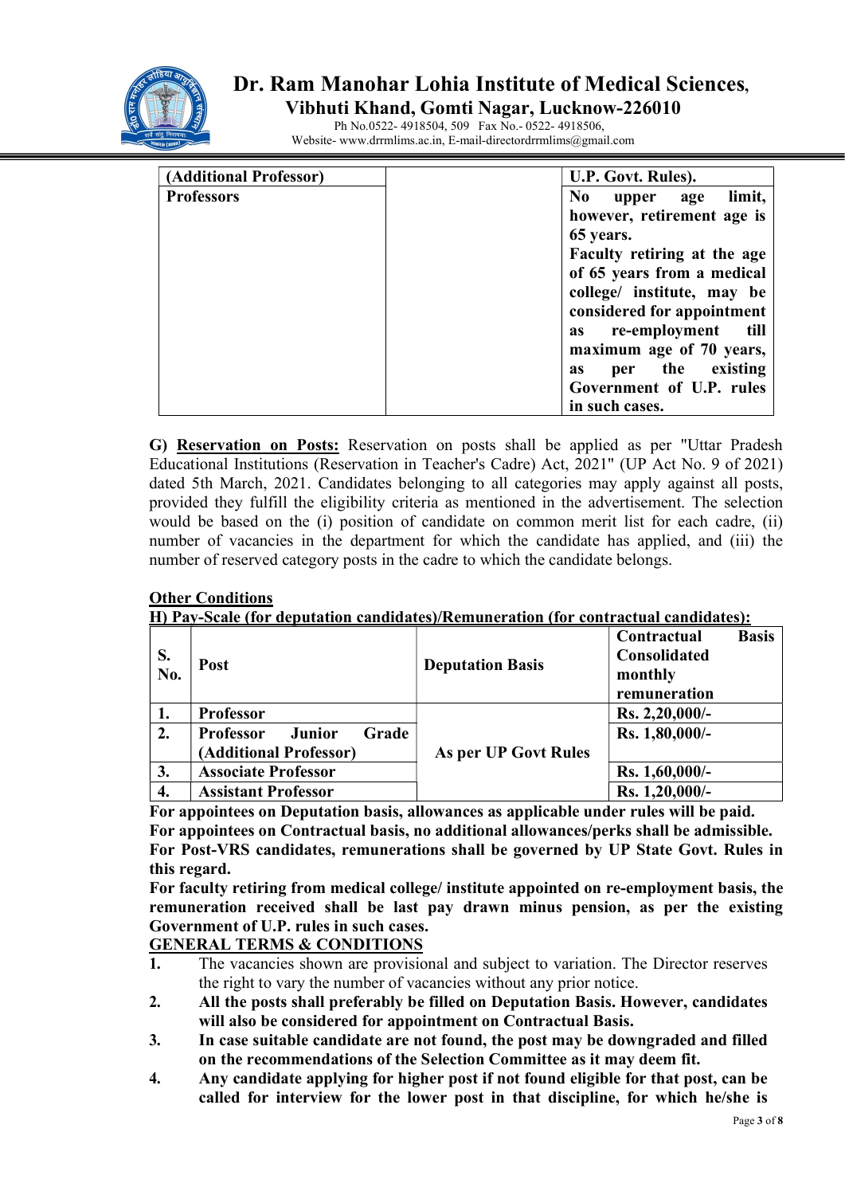| (Additional Professor) | | U.P. Govt. Rules). |
|---|---|---|
| **Professors** | | **No upper age limit, however, retirement age is 65 years. Faculty retiring at the age of 65 years from a medical college/ institute, may be considered for appointment as re-employment till maximum age of 70 years, as per the existing Government of U.P. rules in such cases.** |

**G) Reservation on Posts:** Reservation on posts shall be applied as per "Uttar Pradesh Educational Institutions (Reservation in Teacher's Cadre) Act, 2021" (UP Act No. 9 of 2021) dated 5th March, 2021. Candidates belonging to all categories may apply against all posts, provided they fulfill the eligibility criteria as mentioned in the advertisement. The selection would be based on the (i) position of candidate on common merit list for each cadre, (ii) number of vacancies in the department for which the candidate has applied, and (iii) the number of reserved category posts in the cadre to which the candidate belongs.

**Other Conditions**

**H) Pay-Scale (for deputation candidates)/Remuneration (for contractual candidates):**

| S. No. | Post | Deputation Basis | Contractual Basis Consolidated monthly remuneration |
|---|---|---|---|
| 1. | Professor | As per UP Govt Rules | Rs. 2,20,000/- |
| 2. | Professor Junior Grade (Additional Professor) | | Rs. 1,80,000/- |
| 3. | Associate Professor | | Rs. 1,60,000/- |
| 4. | Assistant Professor | | Rs. 1,20,000/- |

**For appointees on Deputation basis, allowances as applicable under rules will be paid.**
**For appointees on Contractual basis, no additional allowances/perks shall be admissible.**
**For Post-VRS candidates, remunerations shall be governed by UP State Govt. Rules in this regard.**
**For faculty retiring from medical college/ institute appointed on re-employment basis, the remuneration received shall be last pay drawn minus pension, as per the existing Government of U.P. rules in such cases.**

**GENERAL TERMS & CONDITIONS**

1. The vacancies shown are provisional and subject to variation. The Director reserves the right to vary the number of vacancies without any prior notice.
2. **All the posts shall preferably be filled on Deputation Basis. However, candidates will also be considered for appointment on Contractual Basis.**
3. **In case suitable candidate are not found, the post may be downgraded and filled on the recommendations of the Selection Committee as it may deem fit.**
4. **Any candidate applying for higher post if not found eligible for that post, can be called for interview for the lower post in that discipline, for which he/she is**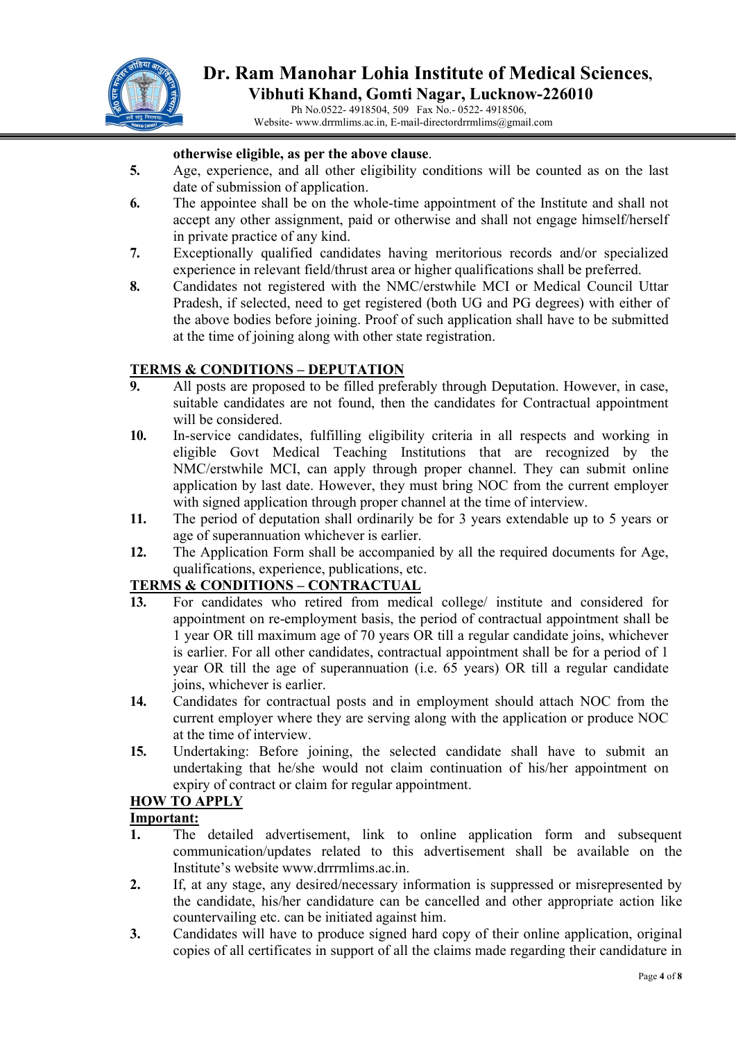**otherwise eligible, as per the above clause**.

5. Age, experience, and all other eligibility conditions will be counted as on the last date of submission of application.
6. The appointee shall be on the whole-time appointment of the Institute and shall not accept any other assignment, paid or otherwise and shall not engage himself/herself in private practice of any kind.
7. Exceptionally qualified candidates having meritorious records and/or specialized experience in relevant field/thrust area or higher qualifications shall be preferred.
8. Candidates not registered with the NMC/erstwhile MCI or Medical Council Uttar Pradesh, if selected, need to get registered (both UG and PG degrees) with either of the above bodies before joining. Proof of such application shall have to be submitted at the time of joining along with other state registration.

## TERMS & CONDITIONS – DEPUTATION

9. All posts are proposed to be filled preferably through Deputation. However, in case, suitable candidates are not found, then the candidates for Contractual appointment will be considered.
10. In-service candidates, fulfilling eligibility criteria in all respects and working in eligible Govt Medical Teaching Institutions that are recognized by the NMC/erstwhile MCI, can apply through proper channel. They can submit online application by last date. However, they must bring NOC from the current employer with signed application through proper channel at the time of interview.
11. The period of deputation shall ordinarily be for 3 years extendable up to 5 years or age of superannuation whichever is earlier.
12. The Application Form shall be accompanied by all the required documents for Age, qualifications, experience, publications, etc.

## TERMS & CONDITIONS – CONTRACTUAL

13. For candidates who retired from medical college/ institute and considered for appointment on re-employment basis, the period of contractual appointment shall be 1 year OR till maximum age of 70 years OR till a regular candidate joins, whichever is earlier. For all other candidates, contractual appointment shall be for a period of 1 year OR till the age of superannuation (i.e. 65 years) OR till a regular candidate joins, whichever is earlier.
14. Candidates for contractual posts and in employment should attach NOC from the current employer where they are serving along with the application or produce NOC at the time of interview.
15. Undertaking: Before joining, the selected candidate shall have to submit an undertaking that he/she would not claim continuation of his/her appointment on expiry of contract or claim for regular appointment.

## HOW TO APPLY

**Important:**

1. The detailed advertisement, link to online application form and subsequent communication/updates related to this advertisement shall be available on the Institute's website www.drrrmlims.ac.in.
2. If, at any stage, any desired/necessary information is suppressed or misrepresented by the candidate, his/her candidature can be cancelled and other appropriate action like countervailing etc. can be initiated against him.
3. Candidates will have to produce signed hard copy of their online application, original copies of all certificates in support of all the claims made regarding their candidature in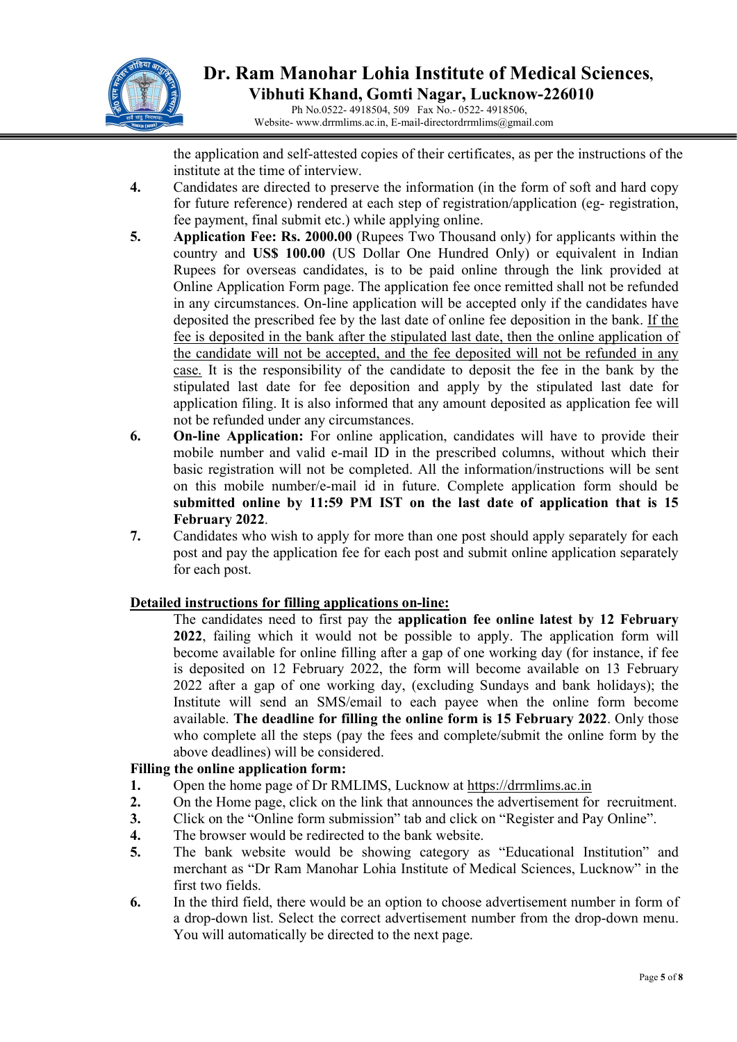the application and self-attested copies of their certificates, as per the instructions of the institute at the time of interview.

4. Candidates are directed to preserve the information (in the form of soft and hard copy for future reference) rendered at each step of registration/application (eg- registration, fee payment, final submit etc.) while applying online.
5. **Application Fee: Rs. 2000.00** (Rupees Two Thousand only) for applicants within the country and **US$ 100.00** (US Dollar One Hundred Only) or equivalent in Indian Rupees for overseas candidates, is to be paid online through the link provided at Online Application Form page. The application fee once remitted shall not be refunded in any circumstances. On-line application will be accepted only if the candidates have deposited the prescribed fee by the last date of online fee deposition in the bank. <u>If the fee is deposited in the bank after the stipulated last date, then the online application of the candidate will not be accepted, and the fee deposited will not be refunded in any case.</u> It is the responsibility of the candidate to deposit the fee in the bank by the stipulated last date for fee deposition and apply by the stipulated last date for application filing. It is also informed that any amount deposited as application fee will not be refunded under any circumstances.
6. **On-line Application:** For online application, candidates will have to provide their mobile number and valid e-mail ID in the prescribed columns, without which their basic registration will not be completed. All the information/instructions will be sent on this mobile number/e-mail id in future. Complete application form should be **submitted online by 11:59 PM IST on the last date of application that is 15 February 2022**.
7. Candidates who wish to apply for more than one post should apply separately for each post and pay the application fee for each post and submit online application separately for each post.

**<u>Detailed instructions for filling applications on-line:</u>**

The candidates need to first pay the **application fee online latest by 12 February 2022**, failing which it would not be possible to apply. The application form will become available for online filling after a gap of one working day (for instance, if fee is deposited on 12 February 2022, the form will become available on 13 February 2022 after a gap of one working day, (excluding Sundays and bank holidays); the Institute will send an SMS/email to each payee when the online form become available. **The deadline for filling the online form is 15 February 2022**. Only those who complete all the steps (pay the fees and complete/submit the online form by the above deadlines) will be considered.

**Filling the online application form:**

1. Open the home page of Dr RMLIMS, Lucknow at <u>https://drrmlims.ac.in</u>
2. On the Home page, click on the link that announces the advertisement for recruitment.
3. Click on the "Online form submission" tab and click on "Register and Pay Online".
4. The browser would be redirected to the bank website.
5. The bank website would be showing category as "Educational Institution" and merchant as "Dr Ram Manohar Lohia Institute of Medical Sciences, Lucknow" in the first two fields.
6. In the third field, there would be an option to choose advertisement number in form of a drop-down list. Select the correct advertisement number from the drop-down menu. You will automatically be directed to the next page.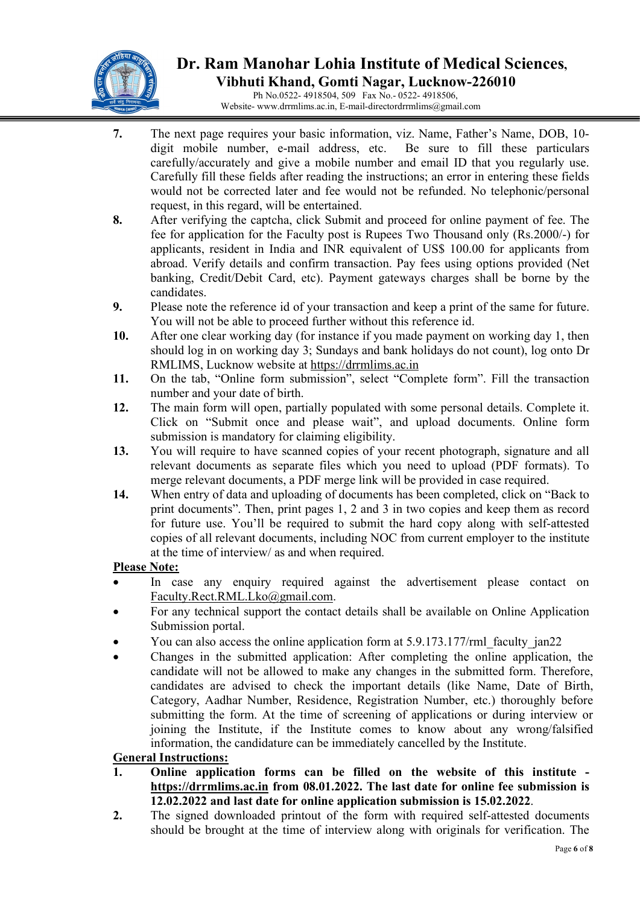7. The next page requires your basic information, viz. Name, Father's Name, DOB, 10-digit mobile number, e-mail address, etc. Be sure to fill these particulars carefully/accurately and give a mobile number and email ID that you regularly use. Carefully fill these fields after reading the instructions; an error in entering these fields would not be corrected later and fee would not be refunded. No telephonic/personal request, in this regard, will be entertained.
8. After verifying the captcha, click Submit and proceed for online payment of fee. The fee for application for the Faculty post is Rupees Two Thousand only (Rs.2000/-) for applicants, resident in India and INR equivalent of US$ 100.00 for applicants from abroad. Verify details and confirm transaction. Pay fees using options provided (Net banking, Credit/Debit Card, etc). Payment gateways charges shall be borne by the candidates.
9. Please note the reference id of your transaction and keep a print of the same for future. You will not be able to proceed further without this reference id.
10. After one clear working day (for instance if you made payment on working day 1, then should log in on working day 3; Sundays and bank holidays do not count), log onto Dr RMLIMS, Lucknow website at https://drrmlims.ac.in
11. On the tab, "Online form submission", select "Complete form". Fill the transaction number and your date of birth.
12. The main form will open, partially populated with some personal details. Complete it. Click on "Submit once and please wait", and upload documents. Online form submission is mandatory for claiming eligibility.
13. You will require to have scanned copies of your recent photograph, signature and all relevant documents as separate files which you need to upload (PDF formats). To merge relevant documents, a PDF merge link will be provided in case required.
14. When entry of data and uploading of documents has been completed, click on "Back to print documents". Then, print pages 1, 2 and 3 in two copies and keep them as record for future use. You'll be required to submit the hard copy along with self-attested copies of all relevant documents, including NOC from current employer to the institute at the time of interview/ as and when required.

**Please Note:**

- In case any enquiry required against the advertisement please contact on Faculty.Rect.RML.Lko@gmail.com.
- For any technical support the contact details shall be available on Online Application Submission portal.
- You can also access the online application form at 5.9.173.177/rml_faculty_jan22
- Changes in the submitted application: After completing the online application, the candidate will not be allowed to make any changes in the submitted form. Therefore, candidates are advised to check the important details (like Name, Date of Birth, Category, Aadhar Number, Residence, Registration Number, etc.) thoroughly before submitting the form. At the time of screening of applications or during interview or joining the Institute, if the Institute comes to know about any wrong/falsified information, the candidature can be immediately cancelled by the Institute.

**General Instructions:**

1. **Online application forms can be filled on the website of this institute - https://drrmlims.ac.in from 08.01.2022. The last date for online fee submission is 12.02.2022 and last date for online application submission is 15.02.2022**.
2. The signed downloaded printout of the form with required self-attested documents should be brought at the time of interview along with originals for verification. The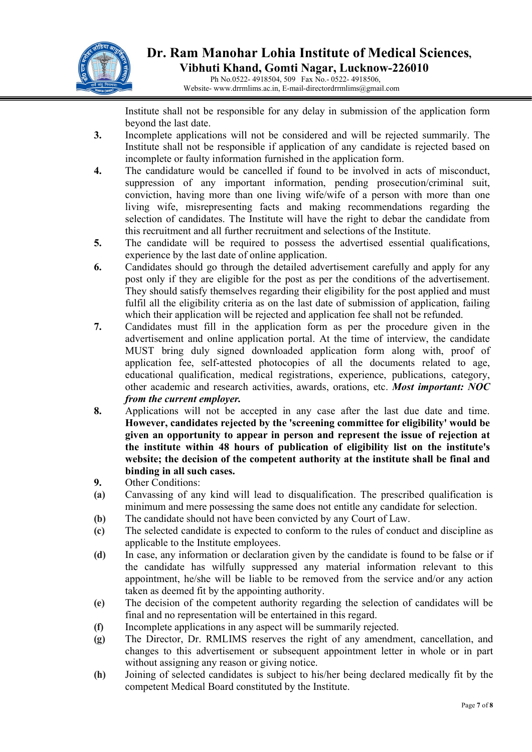Institute shall not be responsible for any delay in submission of the application form beyond the last date.

**3.** Incomplete applications will not be considered and will be rejected summarily. The Institute shall not be responsible if application of any candidate is rejected based on incomplete or faulty information furnished in the application form.

**4.** The candidature would be cancelled if found to be involved in acts of misconduct, suppression of any important information, pending prosecution/criminal suit, conviction, having more than one living wife/wife of a person with more than one living wife, misrepresenting facts and making recommendations regarding the selection of candidates. The Institute will have the right to debar the candidate from this recruitment and all further recruitment and selections of the Institute.

**5.** The candidate will be required to possess the advertised essential qualifications, experience by the last date of online application.

**6.** Candidates should go through the detailed advertisement carefully and apply for any post only if they are eligible for the post as per the conditions of the advertisement. They should satisfy themselves regarding their eligibility for the post applied and must fulfil all the eligibility criteria as on the last date of submission of application, failing which their application will be rejected and application fee shall not be refunded.

**7.** Candidates must fill in the application form as per the procedure given in the advertisement and online application portal. At the time of interview, the candidate MUST bring duly signed downloaded application form along with, proof of application fee, self-attested photocopies of all the documents related to age, educational qualification, medical registrations, experience, publications, category, other academic and research activities, awards, orations, etc. ***Most important: NOC from the current employer.***

**8.** Applications will not be accepted in any case after the last due date and time. **However, candidates rejected by the 'screening committee for eligibility' would be given an opportunity to appear in person and represent the issue of rejection at the institute within 48 hours of publication of eligibility list on the institute's website; the decision of the competent authority at the institute shall be final and binding in all such cases.**

**9.** Other Conditions:

**(a)** Canvassing of any kind will lead to disqualification. The prescribed qualification is minimum and mere possessing the same does not entitle any candidate for selection.

**(b)** The candidate should not have been convicted by any Court of Law.

**(c)** The selected candidate is expected to conform to the rules of conduct and discipline as applicable to the Institute employees.

**(d)** In case, any information or declaration given by the candidate is found to be false or if the candidate has wilfully suppressed any material information relevant to this appointment, he/she will be liable to be removed from the service and/or any action taken as deemed fit by the appointing authority.

**(e)** The decision of the competent authority regarding the selection of candidates will be final and no representation will be entertained in this regard.

**(f)** Incomplete applications in any aspect will be summarily rejected.

**(g)** The Director, Dr. RMLIMS reserves the right of any amendment, cancellation, and changes to this advertisement or subsequent appointment letter in whole or in part without assigning any reason or giving notice.

**(h)** Joining of selected candidates is subject to his/her being declared medically fit by the competent Medical Board constituted by the Institute.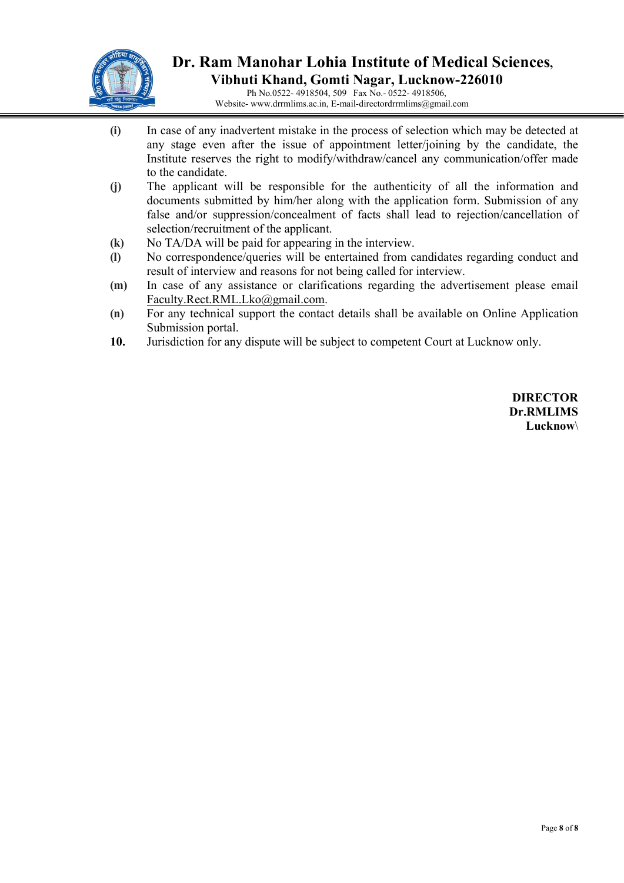**Dr. Ram Manohar Lohia Institute of Medical Sciences,**
**Vibhuti Khand, Gomti Nagar, Lucknow-226010**
Ph No.0522- 4918504, 509 Fax No.- 0522- 4918506,
Website- www.drrmlims.ac.in, E-mail-directordrrmlims@gmail.com

**(i)** In case of any inadvertent mistake in the process of selection which may be detected at any stage even after the issue of appointment letter/joining by the candidate, the Institute reserves the right to modify/withdraw/cancel any communication/offer made to the candidate.

**(j)** The applicant will be responsible for the authenticity of all the information and documents submitted by him/her along with the application form. Submission of any false and/or suppression/concealment of facts shall lead to rejection/cancellation of selection/recruitment of the applicant.

**(k)** No TA/DA will be paid for appearing in the interview.

**(l)** No correspondence/queries will be entertained from candidates regarding conduct and result of interview and reasons for not being called for interview.

**(m)** In case of any assistance or clarifications regarding the advertisement please email Faculty.Rect.RML.Lko@gmail.com.

**(n)** For any technical support the contact details shall be available on Online Application Submission portal.

**10.** Jurisdiction for any dispute will be subject to competent Court at Lucknow only.

**DIRECTOR**
**Dr.RMLIMS**
**Lucknow\**